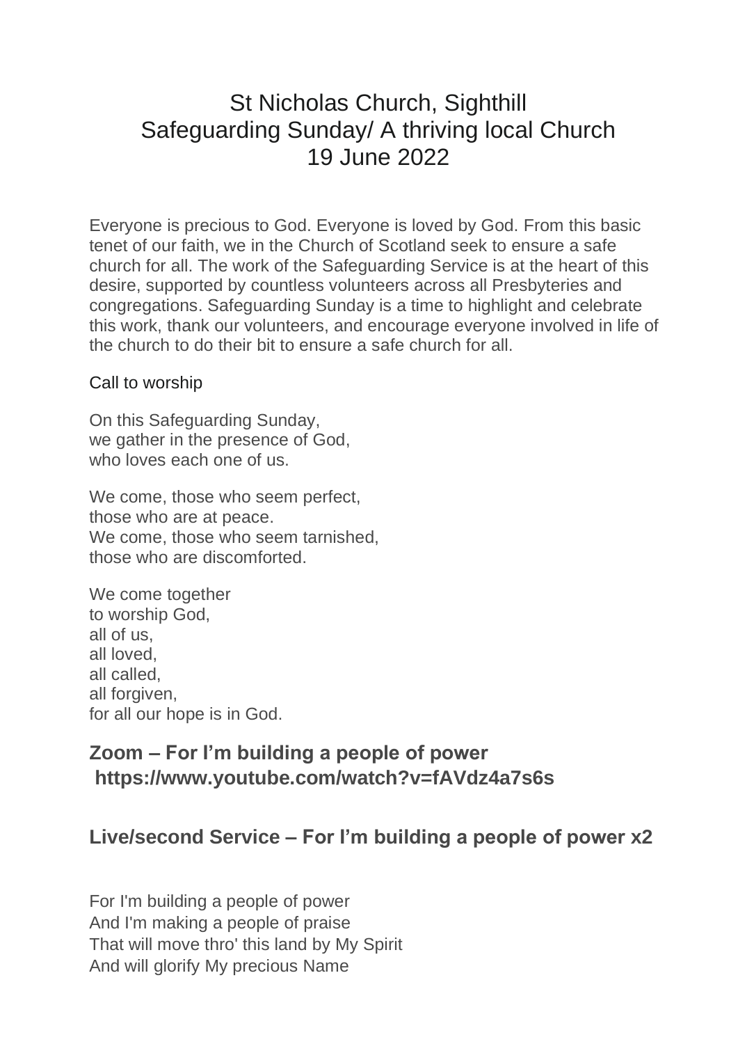# St Nicholas Church, Sighthill
# Safeguarding Sunday/ A thriving local Church
# 19 June 2022

Everyone is precious to God. Everyone is loved by God. From this basic tenet of our faith, we in the Church of Scotland seek to ensure a safe church for all. The work of the Safeguarding Service is at the heart of this desire, supported by countless volunteers across all Presbyteries and congregations. Safeguarding Sunday is a time to highlight and celebrate this work, thank our volunteers, and encourage everyone involved in life of the church to do their bit to ensure a safe church for all.

Call to worship

On this Safeguarding Sunday,
we gather in the presence of God,
who loves each one of us.

We come, those who seem perfect,
those who are at peace.
We come, those who seem tarnished,
those who are discomforted.

We come together
to worship God,
all of us,
all loved,
all called,
all forgiven,
for all our hope is in God.

**Zoom – For I'm building a people of power https://www.youtube.com/watch?v=fAVdz4a7s6s**

**Live/second Service – For I'm building a people of power x2**

For I'm building a people of power
And I'm making a people of praise
That will move thro' this land by My Spirit
And will glorify My precious Name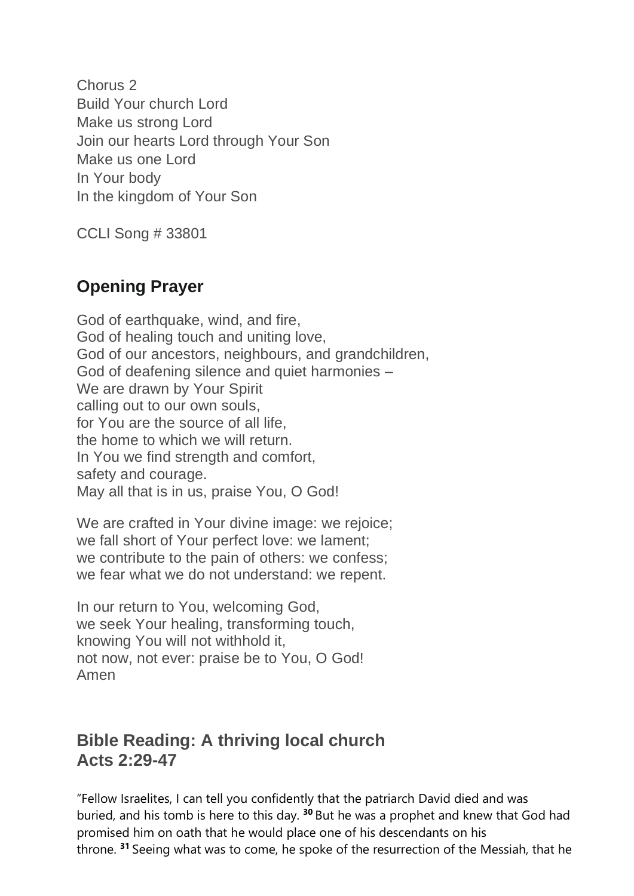Chorus 2
Build Your church Lord
Make us strong Lord
Join our hearts Lord through Your Son
Make us one Lord
In Your body
In the kingdom of Your Son

CCLI Song # 33801

## Opening Prayer

God of earthquake, wind, and fire,
God of healing touch and uniting love,
God of our ancestors, neighbours, and grandchildren,
God of deafening silence and quiet harmonies –
We are drawn by Your Spirit
calling out to our own souls,
for You are the source of all life,
the home to which we will return.
In You we find strength and comfort,
safety and courage.
May all that is in us, praise You, O God!

We are crafted in Your divine image: we rejoice;
we fall short of Your perfect love: we lament;
we contribute to the pain of others: we confess;
we fear what we do not understand: we repent.

In our return to You, welcoming God,
we seek Your healing, transforming touch,
knowing You will not withhold it,
not now, not ever: praise be to You, O God!
Amen

## Bible Reading: A thriving local church
## Acts 2:29-47

"Fellow Israelites, I can tell you confidently that the patriarch David died and was buried, and his tomb is here to this day. **30** But he was a prophet and knew that God had promised him on oath that he would place one of his descendants on his throne. **31** Seeing what was to come, he spoke of the resurrection of the Messiah, that he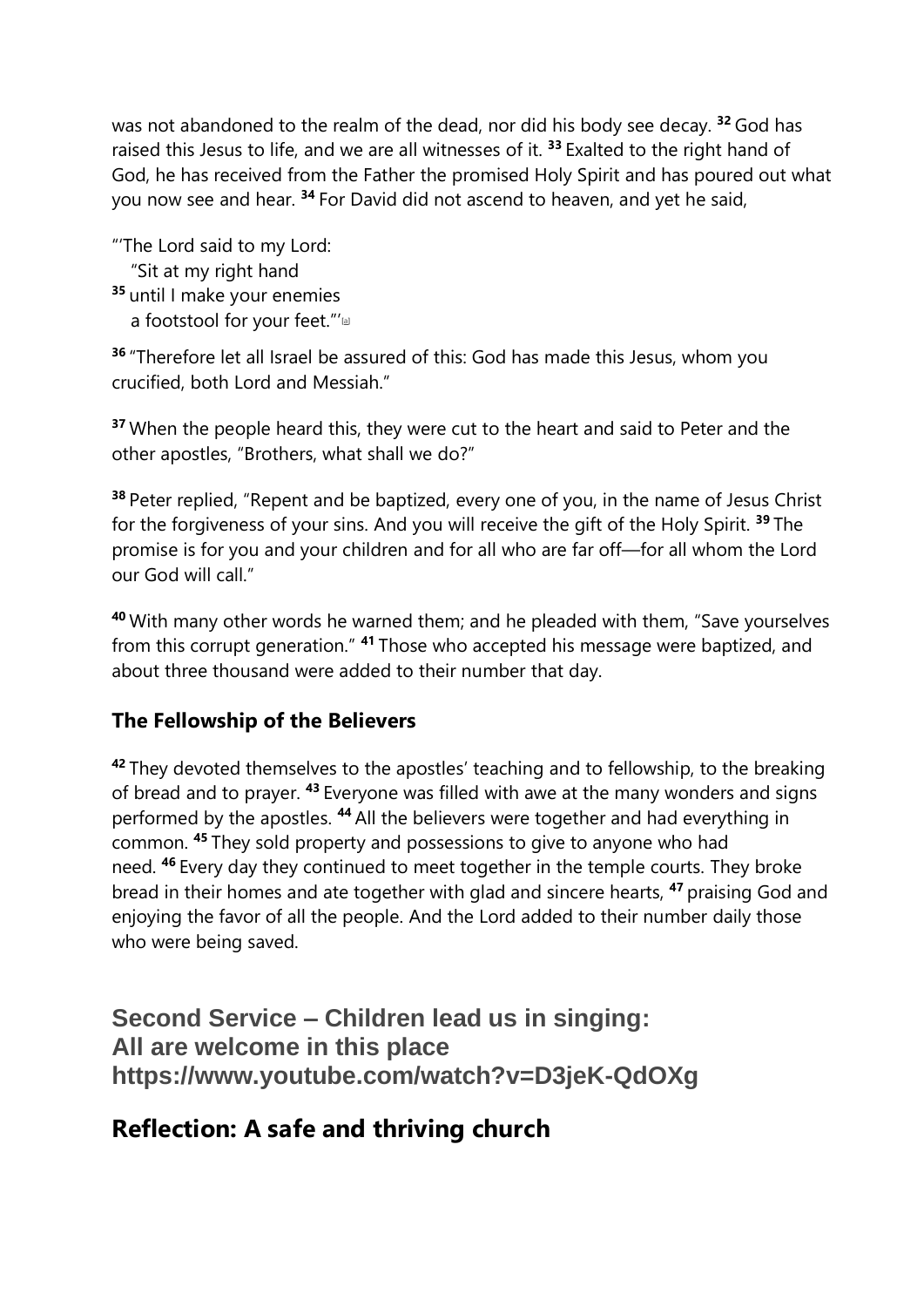was not abandoned to the realm of the dead, nor did his body see decay. [32] God has raised this Jesus to life, and we are all witnesses of it. [33] Exalted to the right hand of God, he has received from the Father the promised Holy Spirit and has poured out what you now see and hear. [34] For David did not ascend to heaven, and yet he said,

"'The Lord said to my Lord:
  "Sit at my right hand
[35] until I make your enemies
  a footstool for your feet."'[a]

[36] "Therefore let all Israel be assured of this: God has made this Jesus, whom you crucified, both Lord and Messiah."

[37] When the people heard this, they were cut to the heart and said to Peter and the other apostles, "Brothers, what shall we do?"

[38] Peter replied, "Repent and be baptized, every one of you, in the name of Jesus Christ for the forgiveness of your sins. And you will receive the gift of the Holy Spirit. [39] The promise is for you and your children and for all who are far off—for all whom the Lord our God will call."

[40] With many other words he warned them; and he pleaded with them, "Save yourselves from this corrupt generation." [41] Those who accepted his message were baptized, and about three thousand were added to their number that day.

### The Fellowship of the Believers

[42] They devoted themselves to the apostles' teaching and to fellowship, to the breaking of bread and to prayer. [43] Everyone was filled with awe at the many wonders and signs performed by the apostles. [44] All the believers were together and had everything in common. [45] They sold property and possessions to give to anyone who had need. [46] Every day they continued to meet together in the temple courts. They broke bread in their homes and ate together with glad and sincere hearts, [47] praising God and enjoying the favor of all the people. And the Lord added to their number daily those who were being saved.

## Second Service – Children lead us in singing: All are welcome in this place https://www.youtube.com/watch?v=D3jeK-QdOXg

## Reflection: A safe and thriving church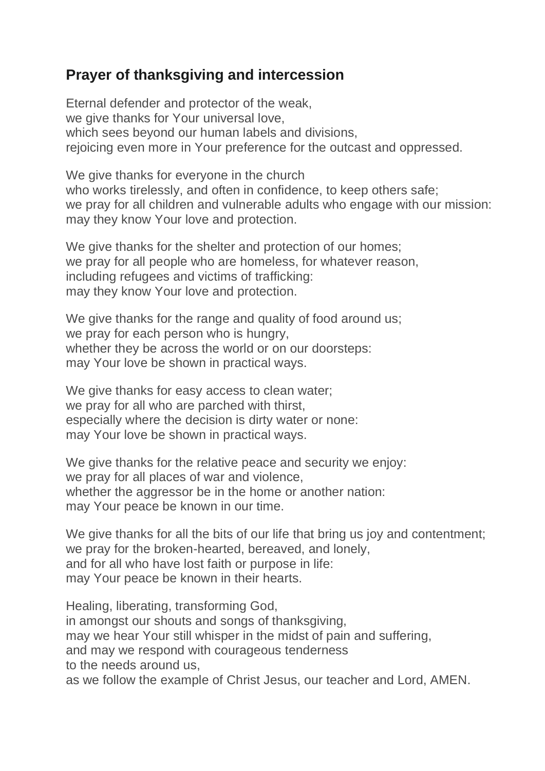## Prayer of thanksgiving and intercession

Eternal defender and protector of the weak,
we give thanks for Your universal love,
which sees beyond our human labels and divisions,
rejoicing even more in Your preference for the outcast and oppressed.

We give thanks for everyone in the church
who works tirelessly, and often in confidence, to keep others safe;
we pray for all children and vulnerable adults who engage with our mission:
may they know Your love and protection.

We give thanks for the shelter and protection of our homes;
we pray for all people who are homeless, for whatever reason,
including refugees and victims of trafficking:
may they know Your love and protection.

We give thanks for the range and quality of food around us;
we pray for each person who is hungry,
whether they be across the world or on our doorsteps:
may Your love be shown in practical ways.

We give thanks for easy access to clean water;
we pray for all who are parched with thirst,
especially where the decision is dirty water or none:
may Your love be shown in practical ways.

We give thanks for the relative peace and security we enjoy:
we pray for all places of war and violence,
whether the aggressor be in the home or another nation:
may Your peace be known in our time.

We give thanks for all the bits of our life that bring us joy and contentment;
we pray for the broken-hearted, bereaved, and lonely,
and for all who have lost faith or purpose in life:
may Your peace be known in their hearts.

Healing, liberating, transforming God,
in amongst our shouts and songs of thanksgiving,
may we hear Your still whisper in the midst of pain and suffering,
and may we respond with courageous tenderness
to the needs around us,
as we follow the example of Christ Jesus, our teacher and Lord, AMEN.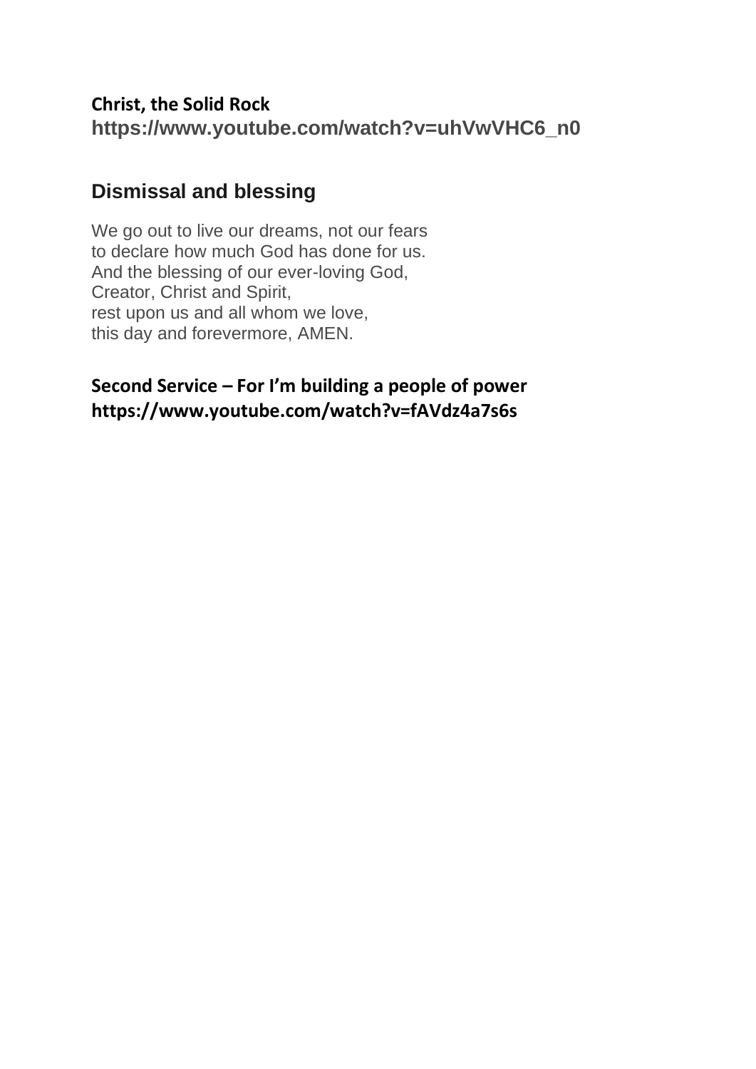**Christ, the Solid Rock**
**https://www.youtube.com/watch?v=uhVwVHC6_n0**

## Dismissal and blessing

We go out to live our dreams, not our fears
to declare how much God has done for us.
And the blessing of our ever-loving God,
Creator, Christ and Spirit,
rest upon us and all whom we love,
this day and forevermore, AMEN.

**Second Service – For I'm building a people of power**
**https://www.youtube.com/watch?v=fAVdz4a7s6s**